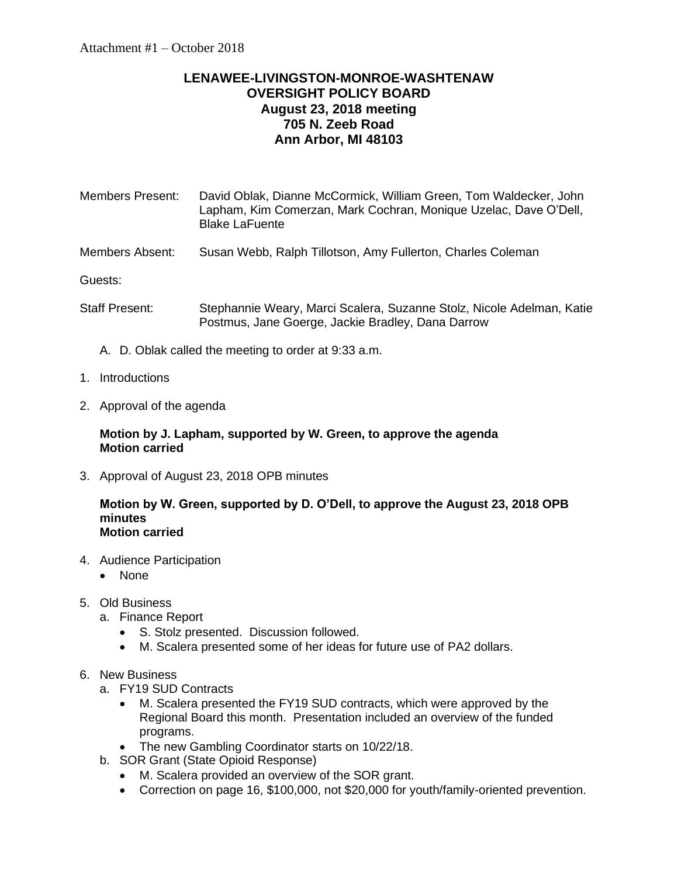Attachment #1 – October 2018

# LENAWEE-LIVINGSTON-MONROE-WASHTENAW OVERSIGHT POLICY BOARD
## August 23, 2018 meeting
## 705 N. Zeeb Road
## Ann Arbor, MI 48103

Members Present: David Oblak, Dianne McCormick, William Green, Tom Waldecker, John Lapham, Kim Comerzan, Mark Cochran, Monique Uzelac, Dave O'Dell, Blake LaFuente

Members Absent: Susan Webb, Ralph Tillotson, Amy Fullerton, Charles Coleman

Guests:

Staff Present: Stephannie Weary, Marci Scalera, Suzanne Stolz, Nicole Adelman, Katie Postmus, Jane Goerge, Jackie Bradley, Dana Darrow

A. D. Oblak called the meeting to order at 9:33 a.m.

1. Introductions

2. Approval of the agenda

   **Motion by J. Lapham, supported by W. Green, to approve the agenda**
   **Motion carried**

3. Approval of August 23, 2018 OPB minutes

   **Motion by W. Green, supported by D. O'Dell, to approve the August 23, 2018 OPB minutes**
   **Motion carried**

4. Audience Participation
   - None

5. Old Business
   a. Finance Report
      - S. Stolz presented. Discussion followed.
      - M. Scalera presented some of her ideas for future use of PA2 dollars.

6. New Business
   a. FY19 SUD Contracts
      - M. Scalera presented the FY19 SUD contracts, which were approved by the Regional Board this month. Presentation included an overview of the funded programs.
      - The new Gambling Coordinator starts on 10/22/18.

   b. SOR Grant (State Opioid Response)
      - M. Scalera provided an overview of the SOR grant.
      - Correction on page 16, $100,000, not $20,000 for youth/family-oriented prevention.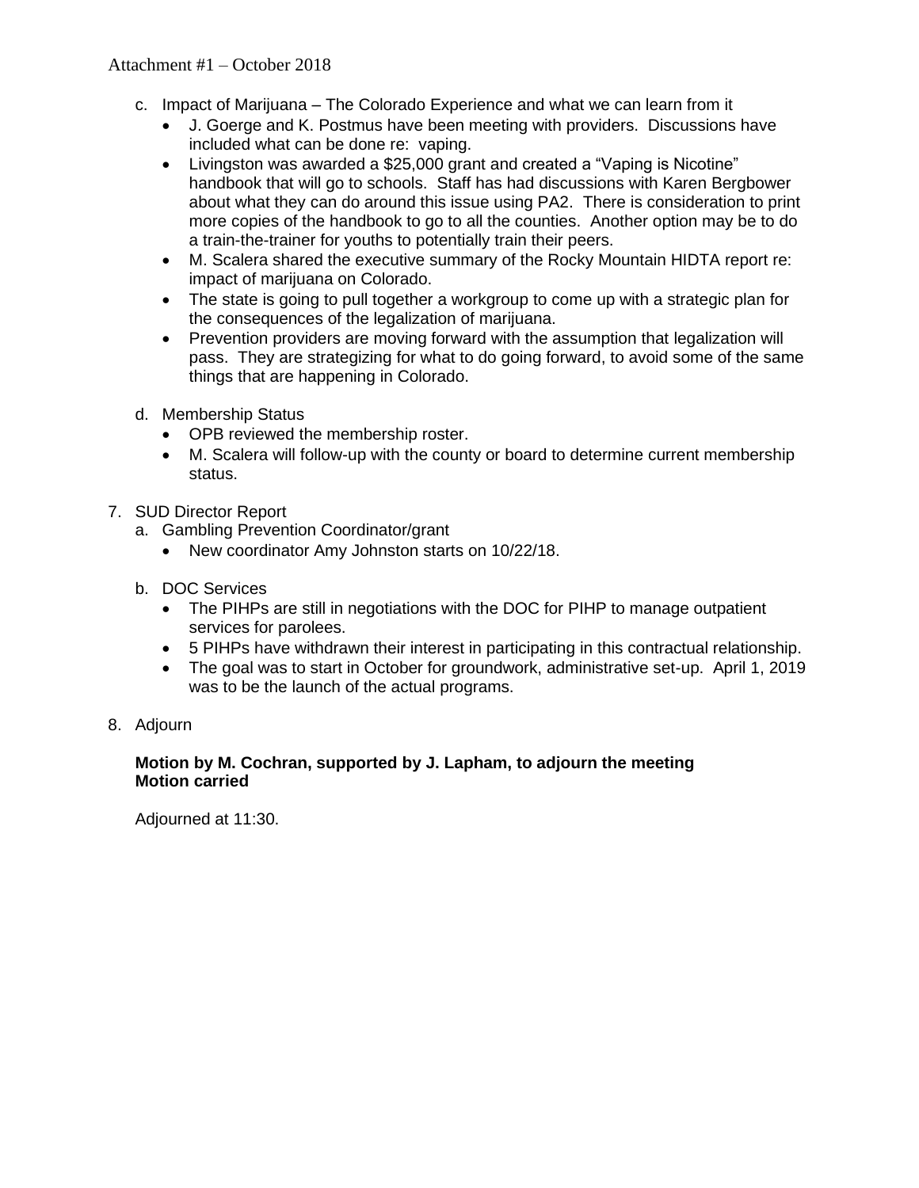Attachment #1 – October 2018

c. Impact of Marijuana – The Colorado Experience and what we can learn from it
   - J. Goerge and K. Postmus have been meeting with providers. Discussions have included what can be done re: vaping.
   - Livingston was awarded a $25,000 grant and created a "Vaping is Nicotine" handbook that will go to schools. Staff has had discussions with Karen Bergbower about what they can do around this issue using PA2. There is consideration to print more copies of the handbook to go to all the counties. Another option may be to do a train-the-trainer for youths to potentially train their peers.
   - M. Scalera shared the executive summary of the Rocky Mountain HIDTA report re: impact of marijuana on Colorado.
   - The state is going to pull together a workgroup to come up with a strategic plan for the consequences of the legalization of marijuana.
   - Prevention providers are moving forward with the assumption that legalization will pass. They are strategizing for what to do going forward, to avoid some of the same things that are happening in Colorado.

d. Membership Status
   - OPB reviewed the membership roster.
   - M. Scalera will follow-up with the county or board to determine current membership status.

7. SUD Director Report

a. Gambling Prevention Coordinator/grant
   - New coordinator Amy Johnston starts on 10/22/18.

b. DOC Services
   - The PIHPs are still in negotiations with the DOC for PIHP to manage outpatient services for parolees.
   - 5 PIHPs have withdrawn their interest in participating in this contractual relationship.
   - The goal was to start in October for groundwork, administrative set-up. April 1, 2019 was to be the launch of the actual programs.

8. Adjourn

**Motion by M. Cochran, supported by J. Lapham, to adjourn the meeting**
**Motion carried**

Adjourned at 11:30.